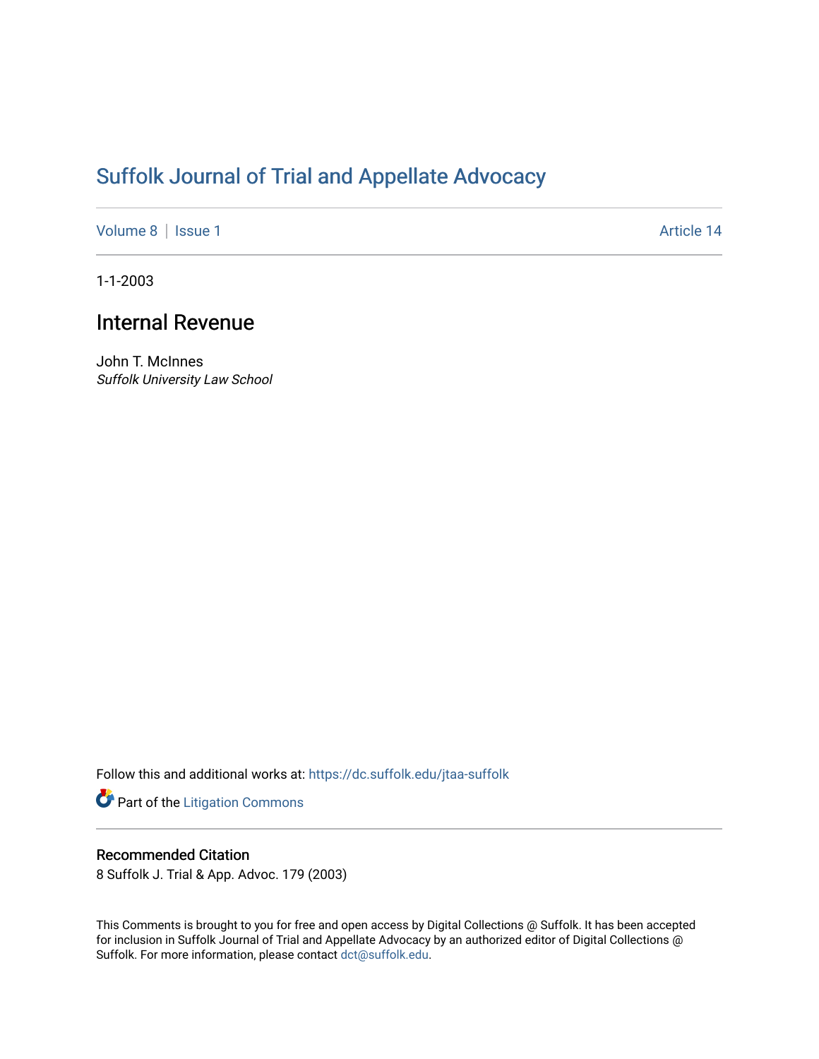# Suffolk Journal of Trial and Appellate Advocacy

Volume 8 | Issue 1 Article 14

1-1-2003

## Internal Revenue

John T. McInnes
*Suffolk University Law School*

Follow this and additional works at: https://dc.suffolk.edu/jtaa-suffolk

Part of the Litigation Commons

### Recommended Citation

8 Suffolk J. Trial & App. Advoc. 179 (2003)

This Comments is brought to you for free and open access by Digital Collections @ Suffolk. It has been accepted for inclusion in Suffolk Journal of Trial and Appellate Advocacy by an authorized editor of Digital Collections @ Suffolk. For more information, please contact dct@suffolk.edu.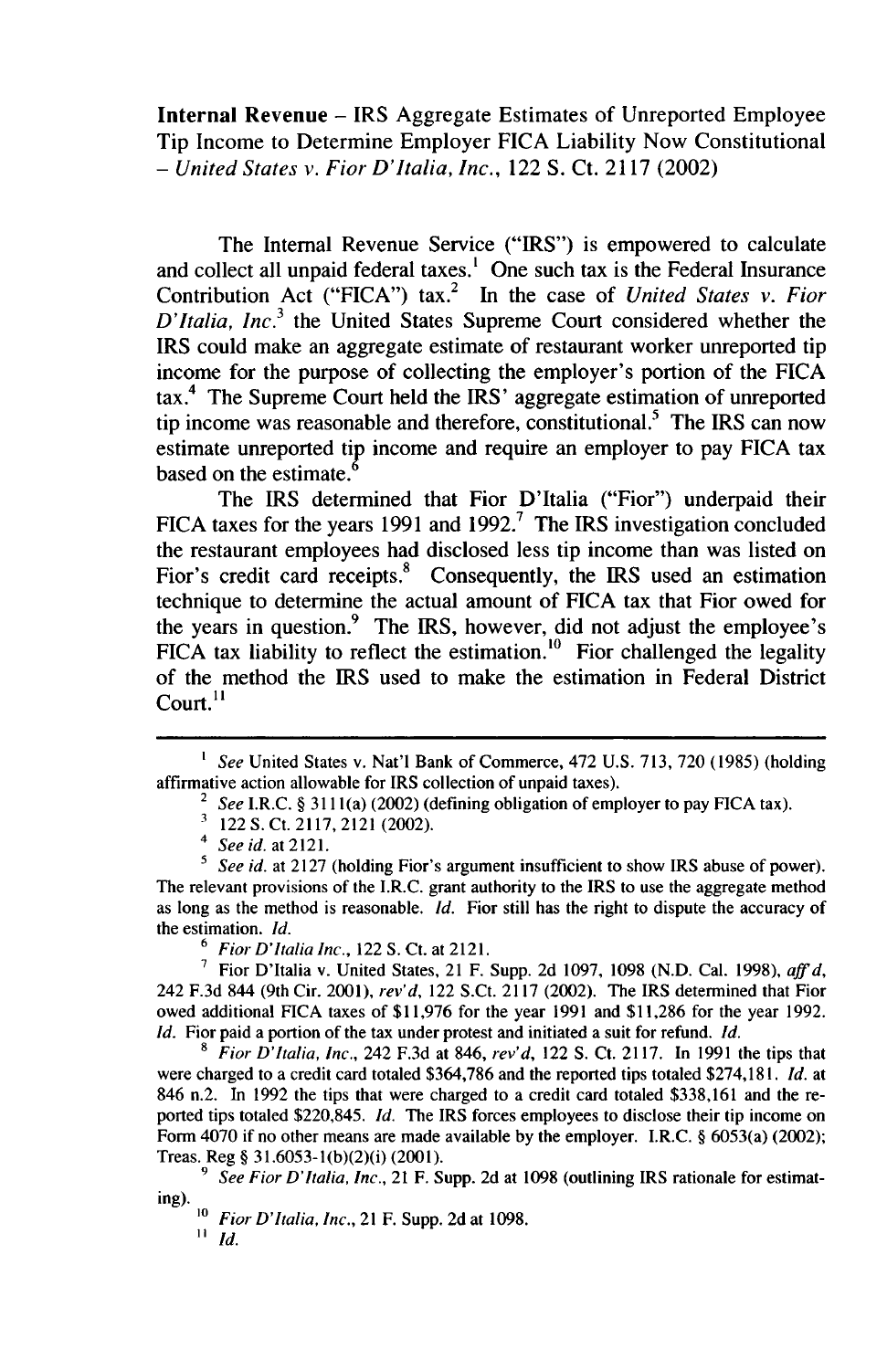**Internal Revenue** – IRS Aggregate Estimates of Unreported Employee Tip Income to Determine Employer FICA Liability Now Constitutional – *United States v. Fior D'Italia, Inc.*, 122 S. Ct. 2117 (2002)

The Internal Revenue Service ("IRS") is empowered to calculate and collect all unpaid federal taxes.[1] One such tax is the Federal Insurance Contribution Act ("FICA") tax.[2] In the case of *United States v. Fior D'Italia, Inc.*[3] the United States Supreme Court considered whether the IRS could make an aggregate estimate of restaurant worker unreported tip income for the purpose of collecting the employer's portion of the FICA tax.[4] The Supreme Court held the IRS' aggregate estimation of unreported tip income was reasonable and therefore, constitutional.[5] The IRS can now estimate unreported tip income and require an employer to pay FICA tax based on the estimate.[6]

The IRS determined that Fior D'Italia ("Fior") underpaid their FICA taxes for the years 1991 and 1992.[7] The IRS investigation concluded the restaurant employees had disclosed less tip income than was listed on Fior's credit card receipts.[8] Consequently, the IRS used an estimation technique to determine the actual amount of FICA tax that Fior owed for the years in question.[9] The IRS, however, did not adjust the employee's FICA tax liability to reflect the estimation.[10] Fior challenged the legality of the method the IRS used to make the estimation in Federal District Court.[11]

---

[1] *See* United States v. Nat'l Bank of Commerce, 472 U.S. 713, 720 (1985) (holding affirmative action allowable for IRS collection of unpaid taxes).

[2] *See* I.R.C. § 3111(a) (2002) (defining obligation of employer to pay FICA tax).

[3] 122 S. Ct. 2117, 2121 (2002).

[4] *See id.* at 2121.

[5] *See id.* at 2127 (holding Fior's argument insufficient to show IRS abuse of power). The relevant provisions of the I.R.C. grant authority to the IRS to use the aggregate method as long as the method is reasonable. *Id.* Fior still has the right to dispute the accuracy of the estimation. *Id.*

[6] *Fior D'Italia Inc.*, 122 S. Ct. at 2121.

[7] Fior D'Italia v. United States, 21 F. Supp. 2d 1097, 1098 (N.D. Cal. 1998), *aff'd*, 242 F.3d 844 (9th Cir. 2001), *rev'd*, 122 S.Ct. 2117 (2002). The IRS determined that Fior owed additional FICA taxes of $11,976 for the year 1991 and $11,286 for the year 1992. *Id.* Fior paid a portion of the tax under protest and initiated a suit for refund. *Id.*

[8] *Fior D'Italia, Inc.*, 242 F.3d at 846, *rev'd*, 122 S. Ct. 2117. In 1991 the tips that were charged to a credit card totaled $364,786 and the reported tips totaled $274,181. *Id.* at 846 n.2. In 1992 the tips that were charged to a credit card totaled $338,161 and the reported tips totaled $220,845. *Id.* The IRS forces employees to disclose their tip income on Form 4070 if no other means are made available by the employer. I.R.C. § 6053(a) (2002); Treas. Reg § 31.6053-1(b)(2)(i) (2001).

[9] *See Fior D'Italia, Inc.*, 21 F. Supp. 2d at 1098 (outlining IRS rationale for estimating).

[10] *Fior D'Italia, Inc.*, 21 F. Supp. 2d at 1098.

[11] *Id.*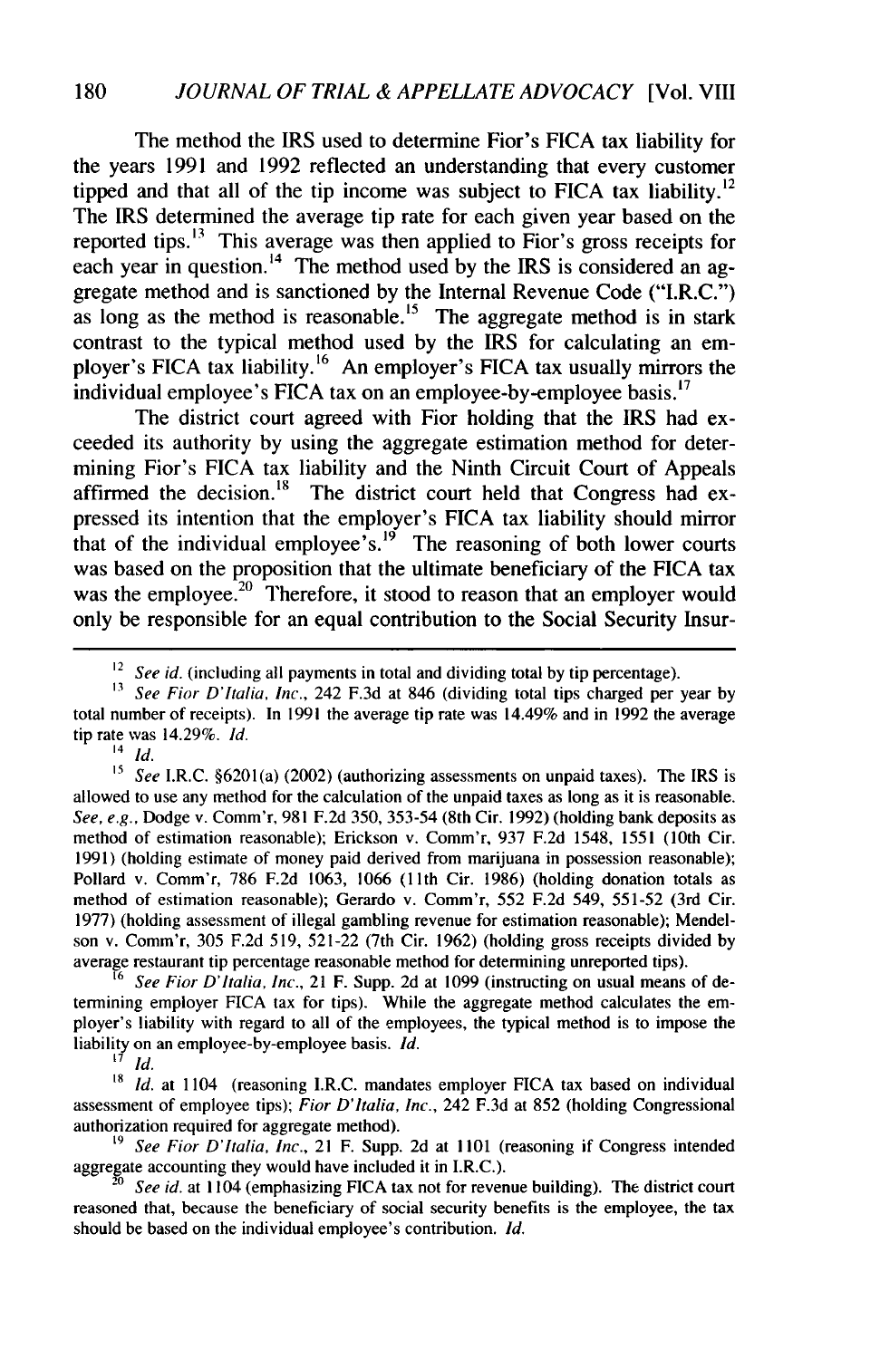The method the IRS used to determine Fior's FICA tax liability for the years 1991 and 1992 reflected an understanding that every customer tipped and that all of the tip income was subject to FICA tax liability.[12] The IRS determined the average tip rate for each given year based on the reported tips.[13] This average was then applied to Fior's gross receipts for each year in question.[14] The method used by the IRS is considered an aggregate method and is sanctioned by the Internal Revenue Code ("I.R.C.") as long as the method is reasonable.[15] The aggregate method is in stark contrast to the typical method used by the IRS for calculating an employer's FICA tax liability.[16] An employer's FICA tax usually mirrors the individual employee's FICA tax on an employee-by-employee basis.[17]

The district court agreed with Fior holding that the IRS had exceeded its authority by using the aggregate estimation method for determining Fior's FICA tax liability and the Ninth Circuit Court of Appeals affirmed the decision.[18] The district court held that Congress had expressed its intention that the employer's FICA tax liability should mirror that of the individual employee's.[19] The reasoning of both lower courts was based on the proposition that the ultimate beneficiary of the FICA tax was the employee.[20] Therefore, it stood to reason that an employer would only be responsible for an equal contribution to the Social Security Insur-

---

[12] *See id.* (including all payments in total and dividing total by tip percentage).

[13] *See Fior D'Italia, Inc.*, 242 F.3d at 846 (dividing total tips charged per year by total number of receipts). In 1991 the average tip rate was 14.49% and in 1992 the average tip rate was 14.29%. *Id.*

[14] *Id.*

[15] *See* I.R.C. §6201(a) (2002) (authorizing assessments on unpaid taxes). The IRS is allowed to use any method for the calculation of the unpaid taxes as long as it is reasonable. *See, e.g.*, Dodge v. Comm'r, 981 F.2d 350, 353-54 (8th Cir. 1992) (holding bank deposits as method of estimation reasonable); Erickson v. Comm'r, 937 F.2d 1548, 1551 (10th Cir. 1991) (holding estimate of money paid derived from marijuana in possession reasonable); Pollard v. Comm'r, 786 F.2d 1063, 1066 (11th Cir. 1986) (holding donation totals as method of estimation reasonable); Gerardo v. Comm'r, 552 F.2d 549, 551-52 (3rd Cir. 1977) (holding assessment of illegal gambling revenue for estimation reasonable); Mendelson v. Comm'r, 305 F.2d 519, 521-22 (7th Cir. 1962) (holding gross receipts divided by average restaurant tip percentage reasonable method for determining unreported tips).

[16] *See Fior D'Italia, Inc.*, 21 F. Supp. 2d at 1099 (instructing on usual means of determining employer FICA tax for tips). While the aggregate method calculates the employer's liability with regard to all of the employees, the typical method is to impose the liability on an employee-by-employee basis. *Id.*

[17] *Id.*

[18] *Id.* at 1104 (reasoning I.R.C. mandates employer FICA tax based on individual assessment of employee tips); *Fior D'Italia, Inc.*, 242 F.3d at 852 (holding Congressional authorization required for aggregate method).

[19] *See Fior D'Italia, Inc.*, 21 F. Supp. 2d at 1101 (reasoning if Congress intended aggregate accounting they would have included it in I.R.C.).

[20] *See id.* at 1104 (emphasizing FICA tax not for revenue building). The district court reasoned that, because the beneficiary of social security benefits is the employee, the tax should be based on the individual employee's contribution. *Id.*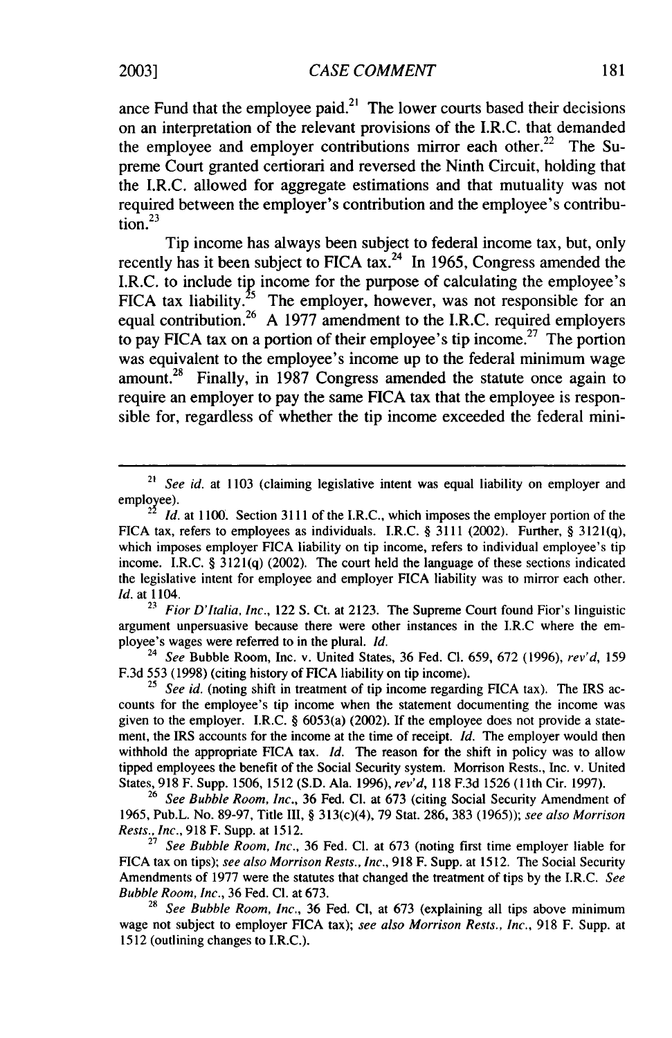ance Fund that the employee paid.[21] The lower courts based their decisions on an interpretation of the relevant provisions of the I.R.C. that demanded the employee and employer contributions mirror each other.[22] The Supreme Court granted certiorari and reversed the Ninth Circuit, holding that the I.R.C. allowed for aggregate estimations and that mutuality was not required between the employer's contribution and the employee's contribution.[23]

Tip income has always been subject to federal income tax, but, only recently has it been subject to FICA tax.[24] In 1965, Congress amended the I.R.C. to include tip income for the purpose of calculating the employee's FICA tax liability.[25] The employer, however, was not responsible for an equal contribution.[26] A 1977 amendment to the I.R.C. required employers to pay FICA tax on a portion of their employee's tip income.[27] The portion was equivalent to the employee's income up to the federal minimum wage amount.[28] Finally, in 1987 Congress amended the statute once again to require an employer to pay the same FICA tax that the employee is responsible for, regardless of whether the tip income exceeded the federal mini-

---

[21] *See id.* at 1103 (claiming legislative intent was equal liability on employer and employee).

[22] *Id.* at 1100. Section 3111 of the I.R.C., which imposes the employer portion of the FICA tax, refers to employees as individuals. I.R.C. § 3111 (2002). Further, § 3121(q), which imposes employer FICA liability on tip income, refers to individual employee's tip income. I.R.C. § 3121(q) (2002). The court held the language of these sections indicated the legislative intent for employee and employer FICA liability was to mirror each other. *Id.* at 1104.

[23] *Fior D'Italia, Inc.*, 122 S. Ct. at 2123. The Supreme Court found Fior's linguistic argument unpersuasive because there were other instances in the I.R.C where the employee's wages were referred to in the plural. *Id.*

[24] *See* Bubble Room, Inc. v. United States, 36 Fed. Cl. 659, 672 (1996), *rev'd*, 159 F.3d 553 (1998) (citing history of FICA liability on tip income).

[25] *See id.* (noting shift in treatment of tip income regarding FICA tax). The IRS accounts for the employee's tip income when the statement documenting the income was given to the employer. I.R.C. § 6053(a) (2002). If the employee does not provide a statement, the IRS accounts for the income at the time of receipt. *Id.* The employer would then withhold the appropriate FICA tax. *Id.* The reason for the shift in policy was to allow tipped employees the benefit of the Social Security system. Morrison Rests., Inc. v. United States, 918 F. Supp. 1506, 1512 (S.D. Ala. 1996), *rev'd*, 118 F.3d 1526 (11th Cir. 1997).

[26] *See Bubble Room, Inc.*, 36 Fed. Cl. at 673 (citing Social Security Amendment of 1965, Pub.L. No. 89-97, Title III, § 313(c)(4), 79 Stat. 286, 383 (1965)); *see also Morrison Rests., Inc.*, 918 F. Supp. at 1512.

[27] *See Bubble Room, Inc.*, 36 Fed. Cl. at 673 (noting first time employer liable for FICA tax on tips); *see also Morrison Rests., Inc.*, 918 F. Supp. at 1512. The Social Security Amendments of 1977 were the statutes that changed the treatment of tips by the I.R.C. *See Bubble Room, Inc.*, 36 Fed. Cl. at 673.

[28] *See Bubble Room, Inc.*, 36 Fed. Cl, at 673 (explaining all tips above minimum wage not subject to employer FICA tax); *see also Morrison Rests., Inc.*, 918 F. Supp. at 1512 (outlining changes to I.R.C.).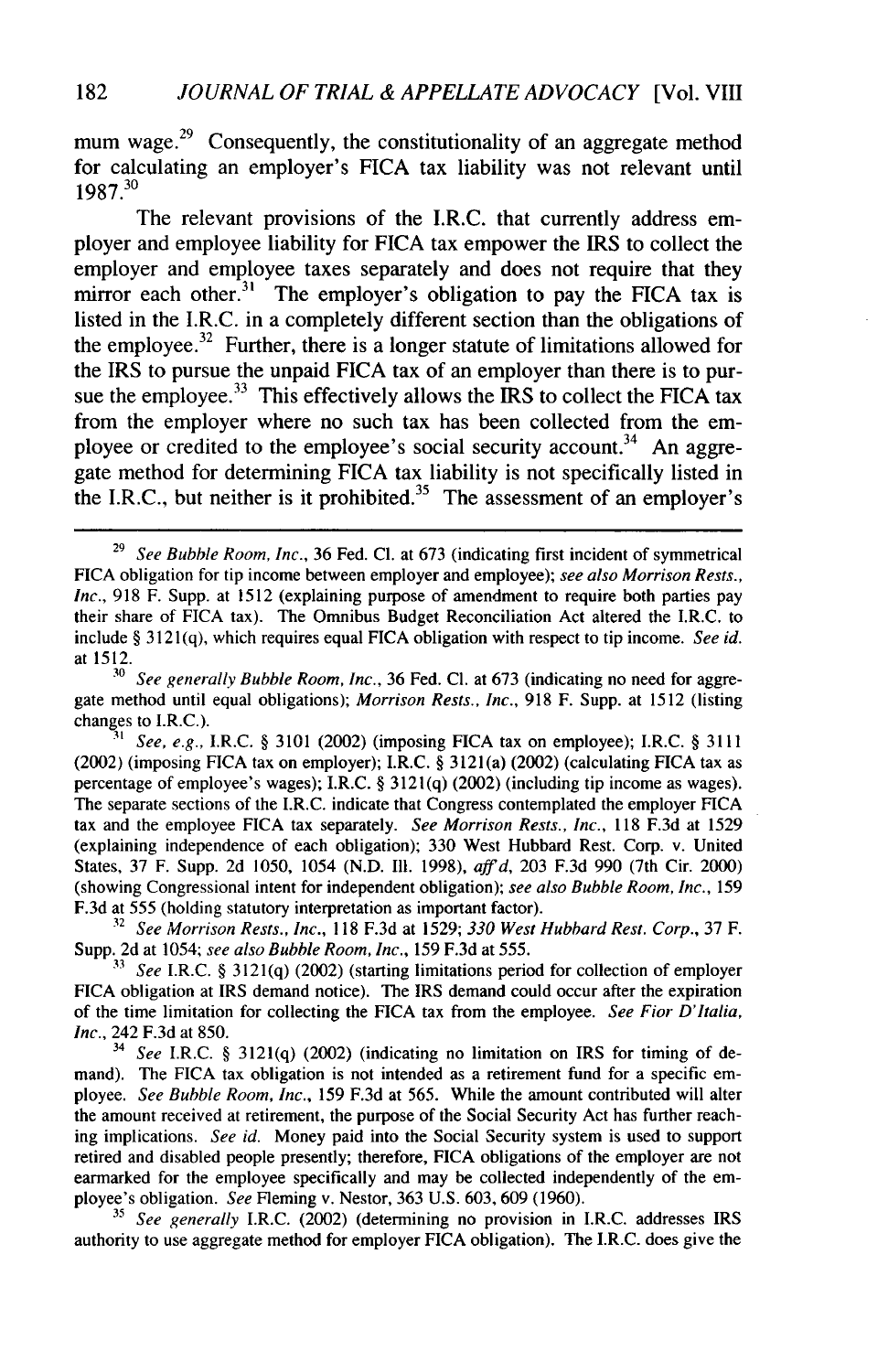mum wage.[29] Consequently, the constitutionality of an aggregate method for calculating an employer's FICA tax liability was not relevant until 1987.[30]

The relevant provisions of the I.R.C. that currently address employer and employee liability for FICA tax empower the IRS to collect the employer and employee taxes separately and does not require that they mirror each other.[31] The employer's obligation to pay the FICA tax is listed in the I.R.C. in a completely different section than the obligations of the employee.[32] Further, there is a longer statute of limitations allowed for the IRS to pursue the unpaid FICA tax of an employer than there is to pursue the employee.[33] This effectively allows the IRS to collect the FICA tax from the employer where no such tax has been collected from the employee or credited to the employee's social security account.[34] An aggregate method for determining FICA tax liability is not specifically listed in the I.R.C., but neither is it prohibited.[35] The assessment of an employer's

---

[29] *See Bubble Room, Inc.*, 36 Fed. Cl. at 673 (indicating first incident of symmetrical FICA obligation for tip income between employer and employee); *see also Morrison Rests., Inc.*, 918 F. Supp. at 1512 (explaining purpose of amendment to require both parties pay their share of FICA tax). The Omnibus Budget Reconciliation Act altered the I.R.C. to include § 3121(q), which requires equal FICA obligation with respect to tip income. *See id.* at 1512.

[30] *See generally Bubble Room, Inc.*, 36 Fed. Cl. at 673 (indicating no need for aggregate method until equal obligations); *Morrison Rests., Inc.*, 918 F. Supp. at 1512 (listing changes to I.R.C.).

[31] *See, e.g.*, I.R.C. § 3101 (2002) (imposing FICA tax on employee); I.R.C. § 3111 (2002) (imposing FICA tax on employer); I.R.C. § 3121(a) (2002) (calculating FICA tax as percentage of employee's wages); I.R.C. § 3121(q) (2002) (including tip income as wages). The separate sections of the I.R.C. indicate that Congress contemplated the employer FICA tax and the employee FICA tax separately. *See Morrison Rests., Inc.*, 118 F.3d at 1529 (explaining independence of each obligation); 330 West Hubbard Rest. Corp. v. United States, 37 F. Supp. 2d 1050, 1054 (N.D. Ill. 1998), *aff'd*, 203 F.3d 990 (7th Cir. 2000) (showing Congressional intent for independent obligation); *see also Bubble Room, Inc.*, 159 F.3d at 555 (holding statutory interpretation as important factor).

[32] *See Morrison Rests., Inc.*, 118 F.3d at 1529; *330 West Hubbard Rest. Corp.*, 37 F. Supp. 2d at 1054; *see also Bubble Room, Inc.*, 159 F.3d at 555.

[33] *See* I.R.C. § 3121(q) (2002) (starting limitations period for collection of employer FICA obligation at IRS demand notice). The IRS demand could occur after the expiration of the time limitation for collecting the FICA tax from the employee. *See Fior D'Italia, Inc.*, 242 F.3d at 850.

[34] *See* I.R.C. § 3121(q) (2002) (indicating no limitation on IRS for timing of demand). The FICA tax obligation is not intended as a retirement fund for a specific employee. *See Bubble Room, Inc.*, 159 F.3d at 565. While the amount contributed will alter the amount received at retirement, the purpose of the Social Security Act has further reaching implications. *See id.* Money paid into the Social Security system is used to support retired and disabled people presently; therefore, FICA obligations of the employer are not earmarked for the employee specifically and may be collected independently of the employee's obligation. *See* Fleming v. Nestor, 363 U.S. 603, 609 (1960).

[35] *See generally* I.R.C. (2002) (determining no provision in I.R.C. addresses IRS authority to use aggregate method for employer FICA obligation). The I.R.C. does give the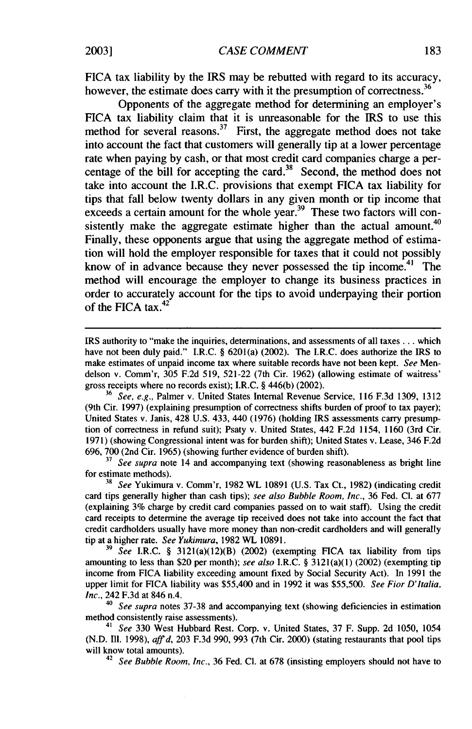FICA tax liability by the IRS may be rebutted with regard to its accuracy, however, the estimate does carry with it the presumption of correctness.[36]

Opponents of the aggregate method for determining an employer's FICA tax liability claim that it is unreasonable for the IRS to use this method for several reasons.[37] First, the aggregate method does not take into account the fact that customers will generally tip at a lower percentage rate when paying by cash, or that most credit card companies charge a percentage of the bill for accepting the card.[38] Second, the method does not take into account the I.R.C. provisions that exempt FICA tax liability for tips that fall below twenty dollars in any given month or tip income that exceeds a certain amount for the whole year.[39] These two factors will consistently make the aggregate estimate higher than the actual amount.[40] Finally, these opponents argue that using the aggregate method of estimation will hold the employer responsible for taxes that it could not possibly know of in advance because they never possessed the tip income.[41] The method will encourage the employer to change its business practices in order to accurately account for the tips to avoid underpaying their portion of the FICA tax.[42]

---

IRS authority to "make the inquiries, determinations, and assessments of all taxes . . . which have not been duly paid." I.R.C. § 6201(a) (2002). The I.R.C. does authorize the IRS to make estimates of unpaid income tax where suitable records have not been kept. *See* Mendelson v. Comm'r, 305 F.2d 519, 521-22 (7th Cir. 1962) (allowing estimate of waitress' gross receipts where no records exist); I.R.C. § 446(b) (2002).

[36] *See, e.g.*, Palmer v. United States Internal Revenue Service, 116 F.3d 1309, 1312 (9th Cir. 1997) (explaining presumption of correctness shifts burden of proof to tax payer); United States v. Janis, 428 U.S. 433, 440 (1976) (holding IRS assessments carry presumption of correctness in refund suit); Psaty v. United States, 442 F.2d 1154, 1160 (3rd Cir. 1971) (showing Congressional intent was for burden shift); United States v. Lease, 346 F.2d 696, 700 (2nd Cir. 1965) (showing further evidence of burden shift).

[37] *See supra* note 14 and accompanying text (showing reasonableness as bright line for estimate methods).

[38] *See* Yukimura v. Comm'r, 1982 WL 10891 (U.S. Tax Ct., 1982) (indicating credit card tips generally higher than cash tips); *see also Bubble Room, Inc.*, 36 Fed. Cl. at 677 (explaining 3% charge by credit card companies passed on to wait staff). Using the credit card receipts to determine the average tip received does not take into account the fact that credit cardholders usually have more money than non-credit cardholders and will generally tip at a higher rate. *See Yukimura*, 1982 WL 10891.

[39] *See* I.R.C. § 3121(a)(12)(B) (2002) (exempting FICA tax liability from tips amounting to less than $20 per month); *see also* I.R.C. § 3121(a)(1) (2002) (exempting tip income from FICA liability exceeding amount fixed by Social Security Act). In 1991 the upper limit for FICA liability was $55,400 and in 1992 it was $55,500. *See Fior D'Italia, Inc.*, 242 F.3d at 846 n.4.

[40] *See supra* notes 37-38 and accompanying text (showing deficiencies in estimation method consistently raise assessments).

[41] *See* 330 West Hubbard Rest. Corp. v. United States, 37 F. Supp. 2d 1050, 1054 (N.D. Ill. 1998), *aff'd*, 203 F.3d 990, 993 (7th Cir. 2000) (stating restaurants that pool tips will know total amounts).

[42] *See Bubble Room, Inc.*, 36 Fed. Cl. at 678 (insisting employers should not have to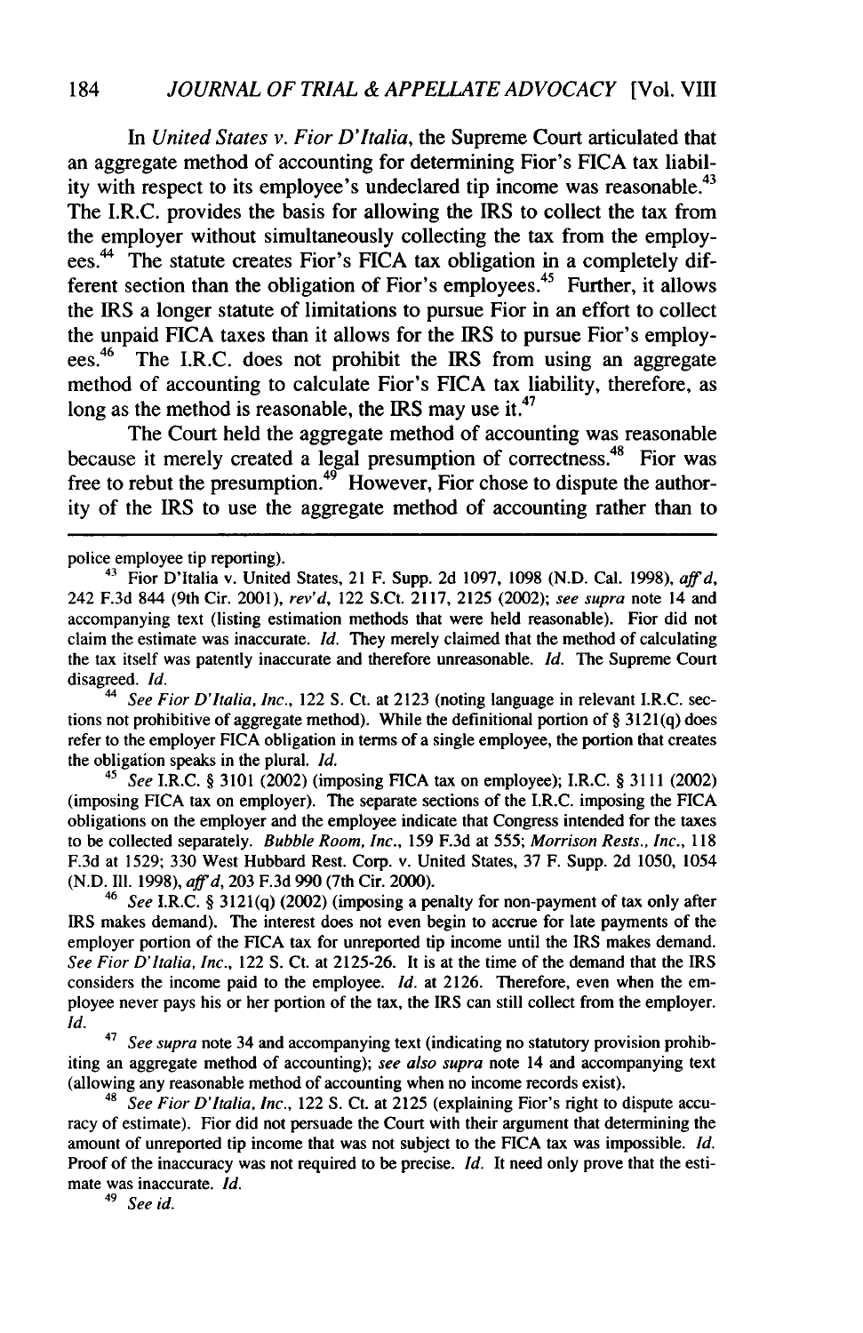In *United States v. Fior D'Italia*, the Supreme Court articulated that an aggregate method of accounting for determining Fior's FICA tax liability with respect to its employee's undeclared tip income was reasonable.[43] The I.R.C. provides the basis for allowing the IRS to collect the tax from the employer without simultaneously collecting the tax from the employees.[44] The statute creates Fior's FICA tax obligation in a completely different section than the obligation of Fior's employees.[45] Further, it allows the IRS a longer statute of limitations to pursue Fior in an effort to collect the unpaid FICA taxes than it allows for the IRS to pursue Fior's employees.[46] The I.R.C. does not prohibit the IRS from using an aggregate method of accounting to calculate Fior's FICA tax liability, therefore, as long as the method is reasonable, the IRS may use it.[47]

The Court held the aggregate method of accounting was reasonable because it merely created a legal presumption of correctness.[48] Fior was free to rebut the presumption.[49] However, Fior chose to dispute the authority of the IRS to use the aggregate method of accounting rather than to

---

police employee tip reporting).

[43] Fior D'Italia v. United States, 21 F. Supp. 2d 1097, 1098 (N.D. Cal. 1998), *aff'd*, 242 F.3d 844 (9th Cir. 2001), *rev'd*, 122 S.Ct. 2117, 2125 (2002); *see supra* note 14 and accompanying text (listing estimation methods that were held reasonable). Fior did not claim the estimate was inaccurate. *Id.* They merely claimed that the method of calculating the tax itself was patently inaccurate and therefore unreasonable. *Id.* The Supreme Court disagreed. *Id.*

[44] *See Fior D'Italia, Inc.*, 122 S. Ct. at 2123 (noting language in relevant I.R.C. sections not prohibitive of aggregate method). While the definitional portion of § 3121(q) does refer to the employer FICA obligation in terms of a single employee, the portion that creates the obligation speaks in the plural. *Id.*

[45] *See* I.R.C. § 3101 (2002) (imposing FICA tax on employee); I.R.C. § 3111 (2002) (imposing FICA tax on employer). The separate sections of the I.R.C. imposing the FICA obligations on the employer and the employee indicate that Congress intended for the taxes to be collected separately. *Bubble Room, Inc.*, 159 F.3d at 555; *Morrison Rests., Inc.*, 118 F.3d at 1529; 330 West Hubbard Rest. Corp. v. United States, 37 F. Supp. 2d 1050, 1054 (N.D. Ill. 1998), *aff'd*, 203 F.3d 990 (7th Cir. 2000).

[46] *See* I.R.C. § 3121(q) (2002) (imposing a penalty for non-payment of tax only after IRS makes demand). The interest does not even begin to accrue for late payments of the employer portion of the FICA tax for unreported tip income until the IRS makes demand. *See Fior D'Italia, Inc.*, 122 S. Ct. at 2125-26. It is at the time of the demand that the IRS considers the income paid to the employee. *Id.* at 2126. Therefore, even when the employee never pays his or her portion of the tax, the IRS can still collect from the employer. *Id.*

[47] *See supra* note 34 and accompanying text (indicating no statutory provision prohibiting an aggregate method of accounting); *see also supra* note 14 and accompanying text (allowing any reasonable method of accounting when no income records exist).

[48] *See Fior D'Italia, Inc.*, 122 S. Ct. at 2125 (explaining Fior's right to dispute accuracy of estimate). Fior did not persuade the Court with their argument that determining the amount of unreported tip income that was not subject to the FICA tax was impossible. *Id.* Proof of the inaccuracy was not required to be precise. *Id.* It need only prove that the estimate was inaccurate. *Id.*

[49] *See id.*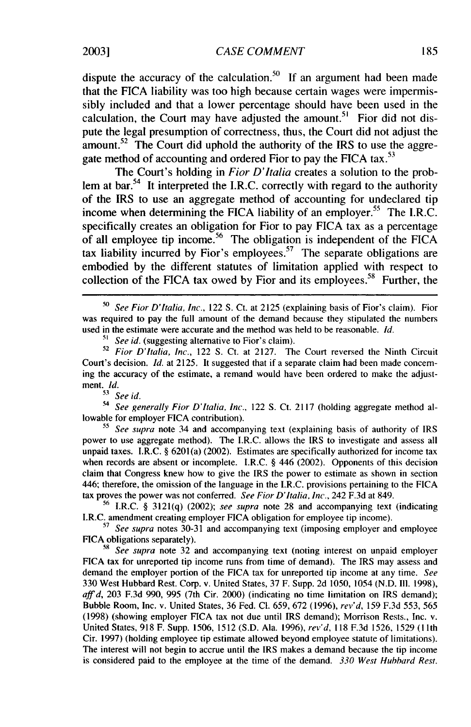dispute the accuracy of the calculation.[50] If an argument had been made that the FICA liability was too high because certain wages were impermissibly included and that a lower percentage should have been used in the calculation, the Court may have adjusted the amount.[51] Fior did not dispute the legal presumption of correctness, thus, the Court did not adjust the amount.[52] The Court did uphold the authority of the IRS to use the aggregate method of accounting and ordered Fior to pay the FICA tax.[53]

The Court's holding in *Fior D'Italia* creates a solution to the problem at bar.[54] It interpreted the I.R.C. correctly with regard to the authority of the IRS to use an aggregate method of accounting for undeclared tip income when determining the FICA liability of an employer.[55] The I.R.C. specifically creates an obligation for Fior to pay FICA tax as a percentage of all employee tip income.[56] The obligation is independent of the FICA tax liability incurred by Fior's employees.[57] The separate obligations are embodied by the different statutes of limitation applied with respect to collection of the FICA tax owed by Fior and its employees.[58] Further, the

---

[50] *See Fior D'Italia, Inc.*, 122 S. Ct. at 2125 (explaining basis of Fior's claim). Fior was required to pay the full amount of the demand because they stipulated the numbers used in the estimate were accurate and the method was held to be reasonable. *Id.*

[51] *See id.* (suggesting alternative to Fior's claim).

[52] *Fior D'Italia, Inc.*, 122 S. Ct. at 2127. The Court reversed the Ninth Circuit Court's decision. *Id.* at 2125. It suggested that if a separate claim had been made concerning the accuracy of the estimate, a remand would have been ordered to make the adjustment. *Id.*

[53] *See id.*

[54] *See generally Fior D'Italia, Inc.*, 122 S. Ct. 2117 (holding aggregate method allowable for employer FICA contribution).

[55] *See supra* note 34 and accompanying text (explaining basis of authority of IRS power to use aggregate method). The I.R.C. allows the IRS to investigate and assess all unpaid taxes. I.R.C. § 6201(a) (2002). Estimates are specifically authorized for income tax when records are absent or incomplete. I.R.C. § 446 (2002). Opponents of this decision claim that Congress knew how to give the IRS the power to estimate as shown in section 446; therefore, the omission of the language in the I.R.C. provisions pertaining to the FICA tax proves the power was not conferred. *See Fior D'Italia, Inc.*, 242 F.3d at 849.

[56] I.R.C. § 3121(q) (2002); *see supra* note 28 and accompanying text (indicating I.R.C. amendment creating employer FICA obligation for employee tip income).

[57] *See supra* notes 30-31 and accompanying text (imposing employer and employee FICA obligations separately).

[58] *See supra* note 32 and accompanying text (noting interest on unpaid employer FICA tax for unreported tip income runs from time of demand). The IRS may assess and demand the employer portion of the FICA tax for unreported tip income at any time. *See* 330 West Hubbard Rest. Corp. v. United States, 37 F. Supp. 2d 1050, 1054 (N.D. Ill. 1998), *aff'd*, 203 F.3d 990, 995 (7th Cir. 2000) (indicating no time limitation on IRS demand); Bubble Room, Inc. v. United States, 36 Fed. Cl. 659, 672 (1996), *rev'd*, 159 F.3d 553, 565 (1998) (showing employer FICA tax not due until IRS demand); Morrison Rests., Inc. v. United States, 918 F. Supp. 1506, 1512 (S.D. Ala. 1996), *rev'd*, 118 F.3d 1526, 1529 (11th Cir. 1997) (holding employee tip estimate allowed beyond employee statute of limitations). The interest will not begin to accrue until the IRS makes a demand because the tip income is considered paid to the employee at the time of the demand. *330 West Hubbard Rest.*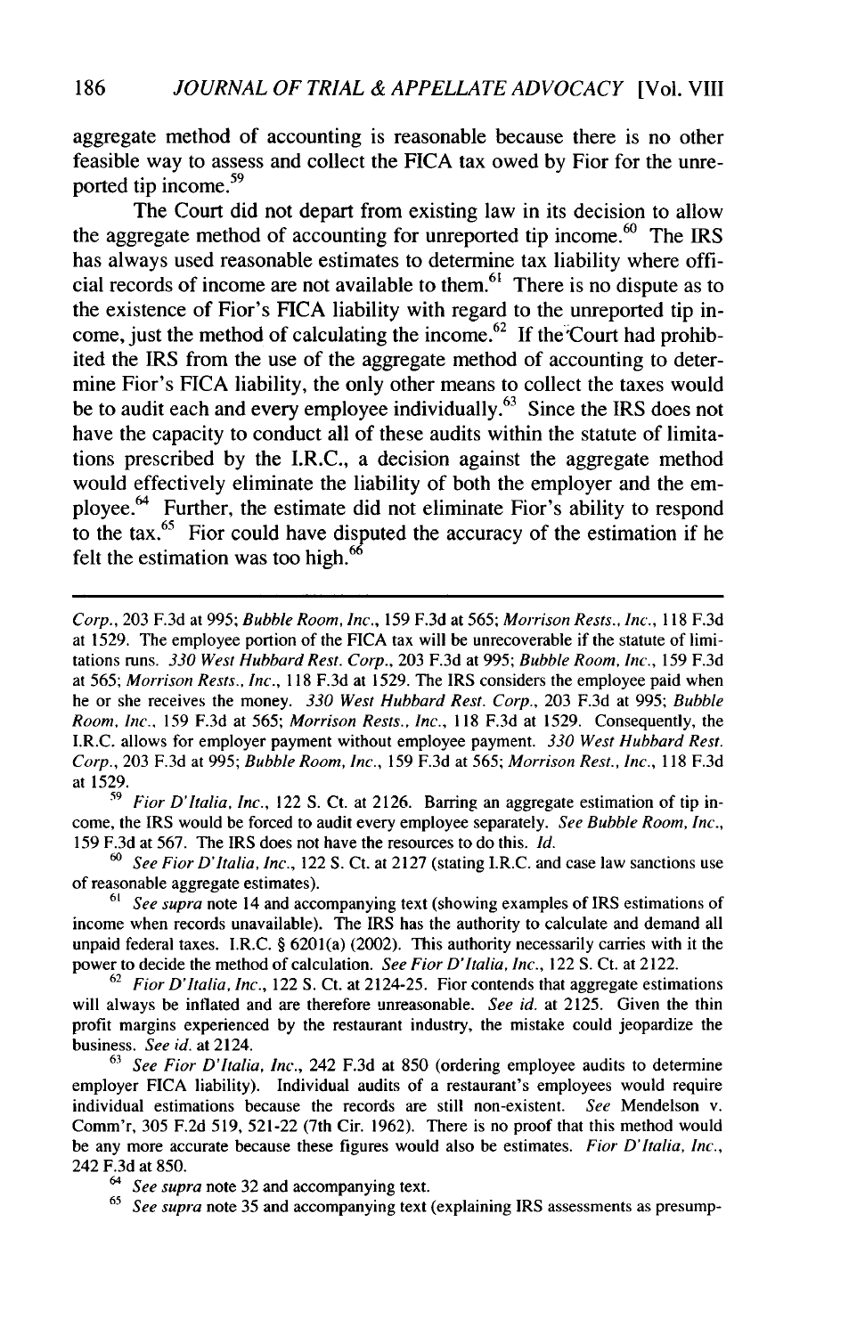aggregate method of accounting is reasonable because there is no other feasible way to assess and collect the FICA tax owed by Fior for the unreported tip income.[59]

The Court did not depart from existing law in its decision to allow the aggregate method of accounting for unreported tip income.[60] The IRS has always used reasonable estimates to determine tax liability where official records of income are not available to them.[61] There is no dispute as to the existence of Fior's FICA liability with regard to the unreported tip income, just the method of calculating the income.[62] If the Court had prohibited the IRS from the use of the aggregate method of accounting to determine Fior's FICA liability, the only other means to collect the taxes would be to audit each and every employee individually.[63] Since the IRS does not have the capacity to conduct all of these audits within the statute of limitations prescribed by the I.R.C., a decision against the aggregate method would effectively eliminate the liability of both the employer and the employee.[64] Further, the estimate did not eliminate Fior's ability to respond to the tax.[65] Fior could have disputed the accuracy of the estimation if he felt the estimation was too high.[66]

---

*Corp.*, 203 F.3d at 995; *Bubble Room, Inc.*, 159 F.3d at 565; *Morrison Rests., Inc.*, 118 F.3d at 1529. The employee portion of the FICA tax will be unrecoverable if the statute of limitations runs. *330 West Hubbard Rest. Corp.*, 203 F.3d at 995; *Bubble Room, Inc.*, 159 F.3d at 565; *Morrison Rests., Inc.*, 118 F.3d at 1529. The IRS considers the employee paid when he or she receives the money. *330 West Hubbard Rest. Corp.*, 203 F.3d at 995; *Bubble Room, Inc.*, 159 F.3d at 565; *Morrison Rests., Inc.*, 118 F.3d at 1529. Consequently, the I.R.C. allows for employer payment without employee payment. *330 West Hubbard Rest. Corp.*, 203 F.3d at 995; *Bubble Room, Inc.*, 159 F.3d at 565; *Morrison Rest., Inc.*, 118 F.3d at 1529.

[59] *Fior D'Italia, Inc.*, 122 S. Ct. at 2126. Barring an aggregate estimation of tip income, the IRS would be forced to audit every employee separately. *See Bubble Room, Inc.*, 159 F.3d at 567. The IRS does not have the resources to do this. *Id.*

[60] *See Fior D'Italia, Inc.*, 122 S. Ct. at 2127 (stating I.R.C. and case law sanctions use of reasonable aggregate estimates).

[61] *See supra* note 14 and accompanying text (showing examples of IRS estimations of income when records unavailable). The IRS has the authority to calculate and demand all unpaid federal taxes. I.R.C. § 6201(a) (2002). This authority necessarily carries with it the power to decide the method of calculation. *See Fior D'Italia, Inc.*, 122 S. Ct. at 2122.

[62] *Fior D'Italia, Inc.*, 122 S. Ct. at 2124-25. Fior contends that aggregate estimations will always be inflated and are therefore unreasonable. *See id.* at 2125. Given the thin profit margins experienced by the restaurant industry, the mistake could jeopardize the business. *See id.* at 2124.

[63] *See Fior D'Italia, Inc.*, 242 F.3d at 850 (ordering employee audits to determine employer FICA liability). Individual audits of a restaurant's employees would require individual estimations because the records are still non-existent. *See* Mendelson v. Comm'r, 305 F.2d 519, 521-22 (7th Cir. 1962). There is no proof that this method would be any more accurate because these figures would also be estimates. *Fior D'Italia, Inc.*, 242 F.3d at 850.

[64] *See supra* note 32 and accompanying text.

[65] *See supra* note 35 and accompanying text (explaining IRS assessments as presump-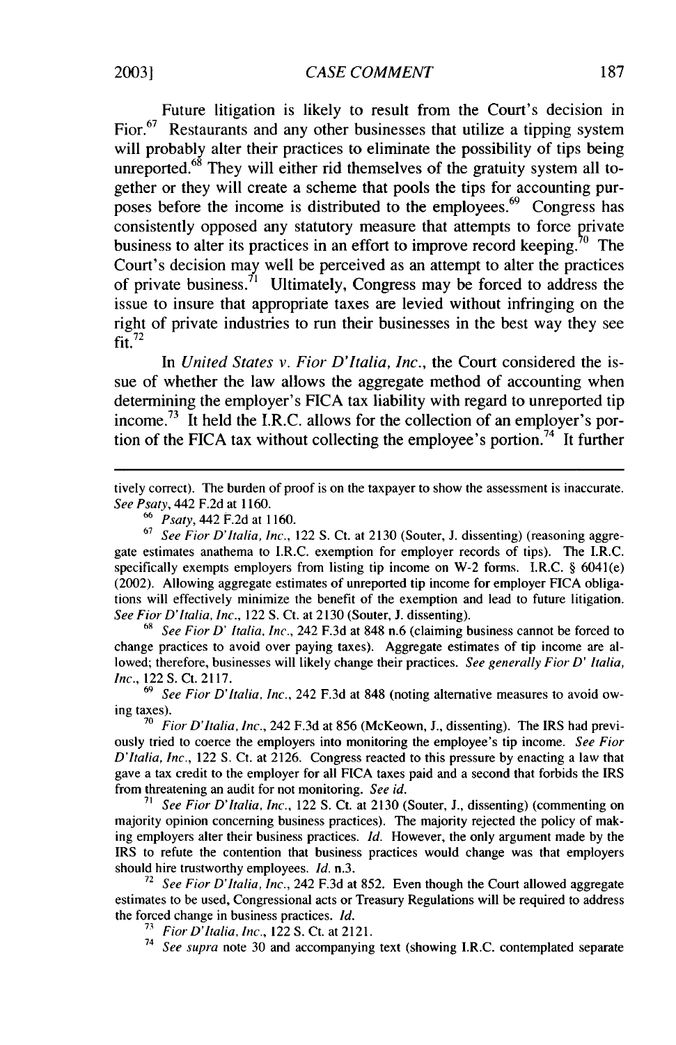Future litigation is likely to result from the Court's decision in Fior.[67] Restaurants and any other businesses that utilize a tipping system will probably alter their practices to eliminate the possibility of tips being unreported.[68] They will either rid themselves of the gratuity system all together or they will create a scheme that pools the tips for accounting purposes before the income is distributed to the employees.[69] Congress has consistently opposed any statutory measure that attempts to force private business to alter its practices in an effort to improve record keeping.[70] The Court's decision may well be perceived as an attempt to alter the practices of private business.[71] Ultimately, Congress may be forced to address the issue to insure that appropriate taxes are levied without infringing on the right of private industries to run their businesses in the best way they see fit.[72]

In *United States v. Fior D'Italia, Inc.*, the Court considered the issue of whether the law allows the aggregate method of accounting when determining the employer's FICA tax liability with regard to unreported tip income.[73] It held the I.R.C. allows for the collection of an employer's portion of the FICA tax without collecting the employee's portion.[74] It further

---

tively correct). The burden of proof is on the taxpayer to show the assessment is inaccurate. *See Psaty*, 442 F.2d at 1160.

[66] *Psaty*, 442 F.2d at 1160.

[67] *See Fior D'Italia, Inc.*, 122 S. Ct. at 2130 (Souter, J. dissenting) (reasoning aggregate estimates anathema to I.R.C. exemption for employer records of tips). The I.R.C. specifically exempts employers from listing tip income on W-2 forms. I.R.C. § 6041(e) (2002). Allowing aggregate estimates of unreported tip income for employer FICA obligations will effectively minimize the benefit of the exemption and lead to future litigation. *See Fior D'Italia, Inc.*, 122 S. Ct. at 2130 (Souter, J. dissenting).

[68] *See Fior D' Italia, Inc.*, 242 F.3d at 848 n.6 (claiming business cannot be forced to change practices to avoid over paying taxes). Aggregate estimates of tip income are allowed; therefore, businesses will likely change their practices. *See generally Fior D' Italia, Inc.*, 122 S. Ct. 2117.

[69] *See Fior D'Italia, Inc.*, 242 F.3d at 848 (noting alternative measures to avoid owing taxes).

[70] *Fior D'Italia, Inc.*, 242 F.3d at 856 (McKeown, J., dissenting). The IRS had previously tried to coerce the employers into monitoring the employee's tip income. *See Fior D'Italia, Inc.*, 122 S. Ct. at 2126. Congress reacted to this pressure by enacting a law that gave a tax credit to the employer for all FICA taxes paid and a second that forbids the IRS from threatening an audit for not monitoring. *See id.*

[71] *See Fior D'Italia, Inc.*, 122 S. Ct. at 2130 (Souter, J., dissenting) (commenting on majority opinion concerning business practices). The majority rejected the policy of making employers alter their business practices. *Id.* However, the only argument made by the IRS to refute the contention that business practices would change was that employers should hire trustworthy employees. *Id.* n.3.

[72] *See Fior D'Italia, Inc.*, 242 F.3d at 852. Even though the Court allowed aggregate estimates to be used, Congressional acts or Treasury Regulations will be required to address the forced change in business practices. *Id.*

[73] *Fior D'Italia, Inc.*, 122 S. Ct. at 2121.

[74] *See supra* note 30 and accompanying text (showing I.R.C. contemplated separate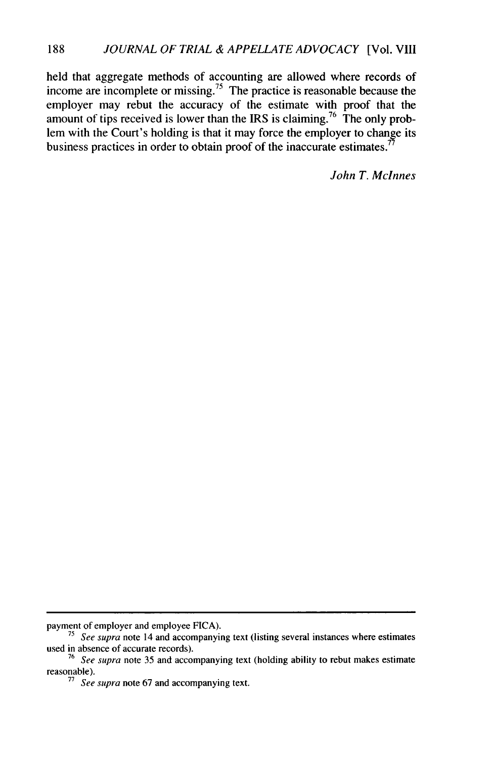held that aggregate methods of accounting are allowed where records of income are incomplete or missing.[75] The practice is reasonable because the employer may rebut the accuracy of the estimate with proof that the amount of tips received is lower than the IRS is claiming.[76] The only problem with the Court's holding is that it may force the employer to change its business practices in order to obtain proof of the inaccurate estimates.[77]

*John T. McInnes*

---

payment of employer and employee FICA).

[75] *See supra* note 14 and accompanying text (listing several instances where estimates used in absence of accurate records).

[76] *See supra* note 35 and accompanying text (holding ability to rebut makes estimate reasonable).

[77] *See supra* note 67 and accompanying text.